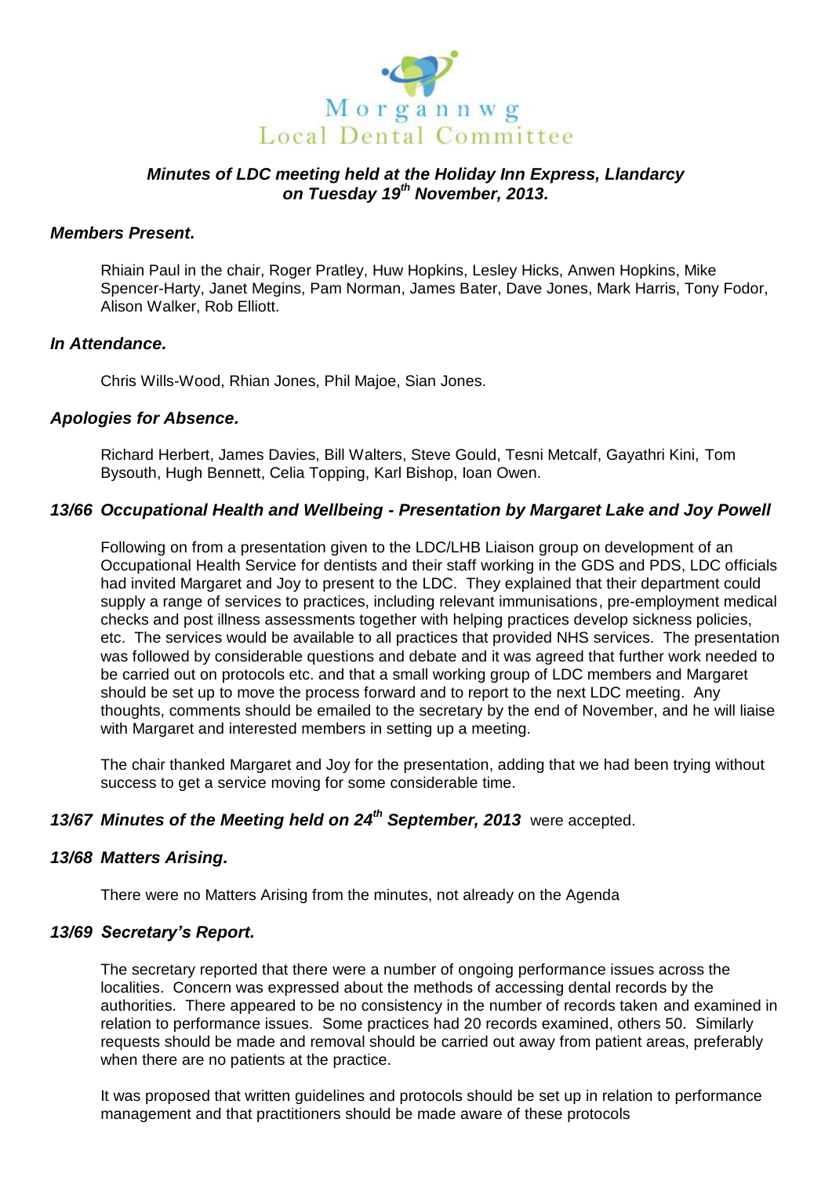Morgannwg
Local Dental Committee

***Minutes of LDC meeting held at the Holiday Inn Express, Llandarcy on Tuesday 19th November, 2013.***

***Members Present.***

Rhiain Paul in the chair, Roger Pratley, Huw Hopkins, Lesley Hicks, Anwen Hopkins, Mike Spencer-Harty, Janet Megins, Pam Norman, James Bater, Dave Jones, Mark Harris, Tony Fodor, Alison Walker, Rob Elliott.

***In Attendance.***

Chris Wills-Wood, Rhian Jones, Phil Majoe, Sian Jones.

***Apologies for Absence.***

Richard Herbert, James Davies, Bill Walters, Steve Gould, Tesni Metcalf, Gayathri Kini, Tom Bysouth, Hugh Bennett, Celia Topping, Karl Bishop, Ioan Owen.

***13/66 Occupational Health and Wellbeing - Presentation by Margaret Lake and Joy Powell***

Following on from a presentation given to the LDC/LHB Liaison group on development of an Occupational Health Service for dentists and their staff working in the GDS and PDS, LDC officials had invited Margaret and Joy to present to the LDC. They explained that their department could supply a range of services to practices, including relevant immunisations, pre-employment medical checks and post illness assessments together with helping practices develop sickness policies, etc. The services would be available to all practices that provided NHS services. The presentation was followed by considerable questions and debate and it was agreed that further work needed to be carried out on protocols etc. and that a small working group of LDC members and Margaret should be set up to move the process forward and to report to the next LDC meeting. Any thoughts, comments should be emailed to the secretary by the end of November, and he will liaise with Margaret and interested members in setting up a meeting.

The chair thanked Margaret and Joy for the presentation, adding that we had been trying without success to get a service moving for some considerable time.

***13/67 Minutes of the Meeting held on 24th September, 2013*** were accepted.

***13/68 Matters Arising.***

There were no Matters Arising from the minutes, not already on the Agenda

***13/69 Secretary's Report.***

The secretary reported that there were a number of ongoing performance issues across the localities. Concern was expressed about the methods of accessing dental records by the authorities. There appeared to be no consistency in the number of records taken and examined in relation to performance issues. Some practices had 20 records examined, others 50. Similarly requests should be made and removal should be carried out away from patient areas, preferably when there are no patients at the practice.

It was proposed that written guidelines and protocols should be set up in relation to performance management and that practitioners should be made aware of these protocols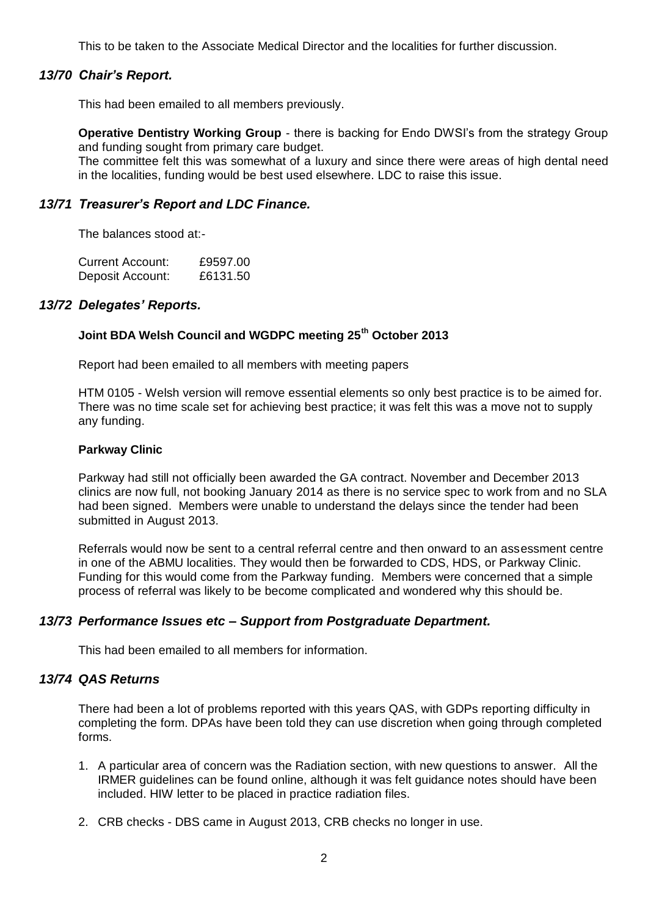This to be taken to the Associate Medical Director and the localities for further discussion.

### *13/70 Chair's Report.*

This had been emailed to all members previously.

**Operative Dentistry Working Group** - there is backing for Endo DWSI's from the strategy Group and funding sought from primary care budget.
The committee felt this was somewhat of a luxury and since there were areas of high dental need in the localities, funding would be best used elsewhere. LDC to raise this issue.

### *13/71 Treasurer's Report and LDC Finance.*

The balances stood at:-

Current Account: £9597.00
Deposit Account: £6131.50

### *13/72 Delegates' Reports.*

**Joint BDA Welsh Council and WGDPC meeting 25th October 2013**

Report had been emailed to all members with meeting papers

HTM 0105 - Welsh version will remove essential elements so only best practice is to be aimed for. There was no time scale set for achieving best practice; it was felt this was a move not to supply any funding.

**Parkway Clinic**

Parkway had still not officially been awarded the GA contract. November and December 2013 clinics are now full, not booking January 2014 as there is no service spec to work from and no SLA had been signed. Members were unable to understand the delays since the tender had been submitted in August 2013.

Referrals would now be sent to a central referral centre and then onward to an assessment centre in one of the ABMU localities. They would then be forwarded to CDS, HDS, or Parkway Clinic. Funding for this would come from the Parkway funding. Members were concerned that a simple process of referral was likely to be become complicated and wondered why this should be.

### *13/73 Performance Issues etc – Support from Postgraduate Department.*

This had been emailed to all members for information.

### *13/74 QAS Returns*

There had been a lot of problems reported with this years QAS, with GDPs reporting difficulty in completing the form. DPAs have been told they can use discretion when going through completed forms.

1. A particular area of concern was the Radiation section, with new questions to answer. All the IRMER guidelines can be found online, although it was felt guidance notes should have been included. HIW letter to be placed in practice radiation files.
2. CRB checks - DBS came in August 2013, CRB checks no longer in use.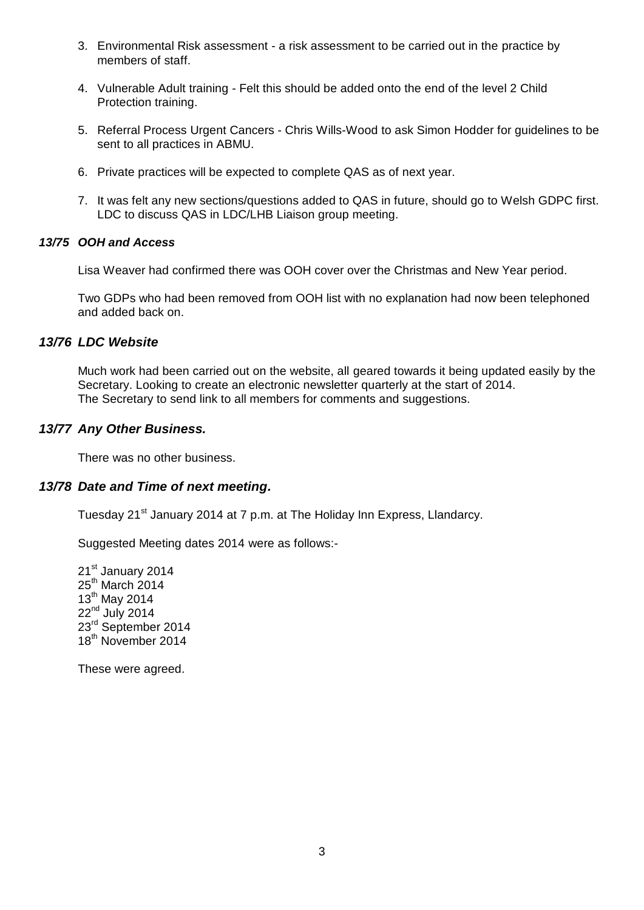3. Environmental Risk assessment - a risk assessment to be carried out in the practice by members of staff.

4. Vulnerable Adult training - Felt this should be added onto the end of the level 2 Child Protection training.

5. Referral Process Urgent Cancers - Chris Wills-Wood to ask Simon Hodder for guidelines to be sent to all practices in ABMU.

6. Private practices will be expected to complete QAS as of next year.

7. It was felt any new sections/questions added to QAS in future, should go to Welsh GDPC first. LDC to discuss QAS in LDC/LHB Liaison group meeting.

### *13/75 OOH and Access*

Lisa Weaver had confirmed there was OOH cover over the Christmas and New Year period.

Two GDPs who had been removed from OOH list with no explanation had now been telephoned and added back on.

### *13/76 LDC Website*

Much work had been carried out on the website, all geared towards it being updated easily by the Secretary. Looking to create an electronic newsletter quarterly at the start of 2014.
The Secretary to send link to all members for comments and suggestions.

### *13/77 Any Other Business.*

There was no other business.

### *13/78 Date and Time of next meeting.*

Tuesday 21st January 2014 at 7 p.m. at The Holiday Inn Express, Llandarcy.

Suggested Meeting dates 2014 were as follows:-

21st January 2014
25th March 2014
13th May 2014
22nd July 2014
23rd September 2014
18th November 2014

These were agreed.